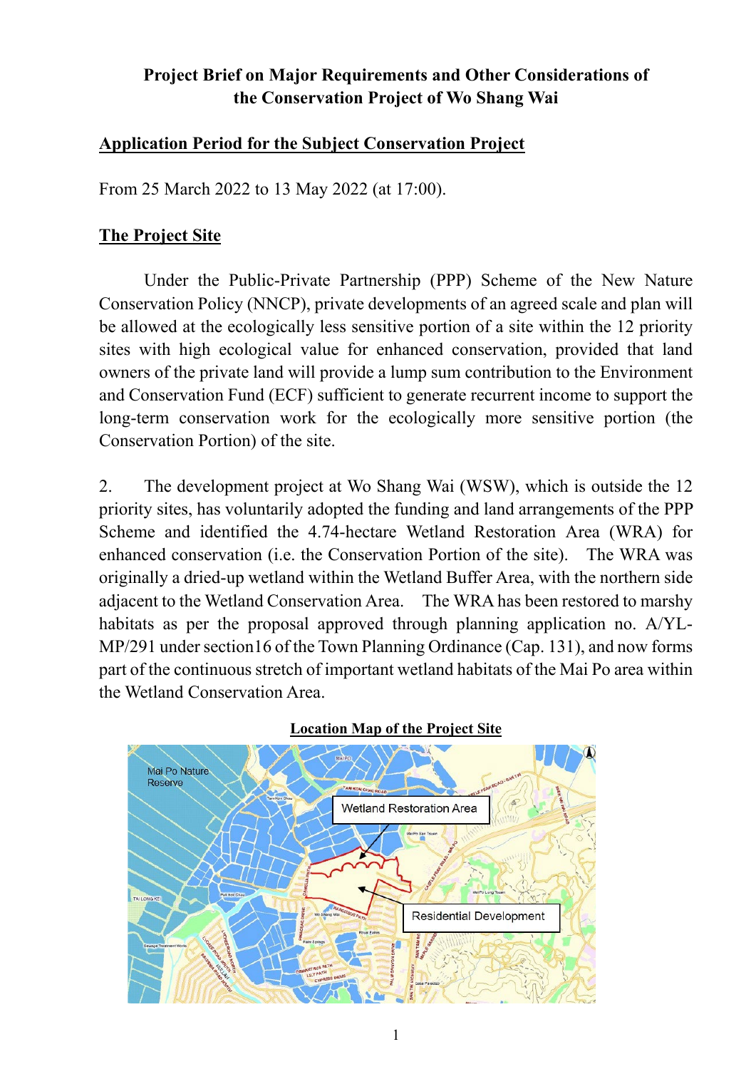# Project Brief on Major Requirements and Other Considerations of the Conservation Project of Wo Shang Wai

## Application Period for the Subject Conservation Project

From 25 March 2022 to 13 May 2022 (at 17:00).

## The Project Site

Under the Public-Private Partnership (PPP) Scheme of the New Nature Conservation Policy (NNCP), private developments of an agreed scale and plan will be allowed at the ecologically less sensitive portion of a site within the 12 priority sites with high ecological value for enhanced conservation, provided that land owners of the private land will provide a lump sum contribution to the Environment and Conservation Fund (ECF) sufficient to generate recurrent income to support the long-term conservation work for the ecologically more sensitive portion (the Conservation Portion) of the site.

2. The development project at Wo Shang Wai (WSW), which is outside the 12 priority sites, has voluntarily adopted the funding and land arrangements of the PPP Scheme and identified the 4.74-hectare Wetland Restoration Area (WRA) for enhanced conservation (i.e. the Conservation Portion of the site). The WRA was originally a dried-up wetland within the Wetland Buffer Area, with the northern side adjacent to the Wetland Conservation Area. The WRA has been restored to marshy habitats as per the proposal approved through planning application no. A/YL-MP/291 under section16 of the Town Planning Ordinance (Cap. 131), and now forms part of the continuous stretch of important wetland habitats of the Mai Po area within the Wetland Conservation Area.

**Location Map of the Project Site**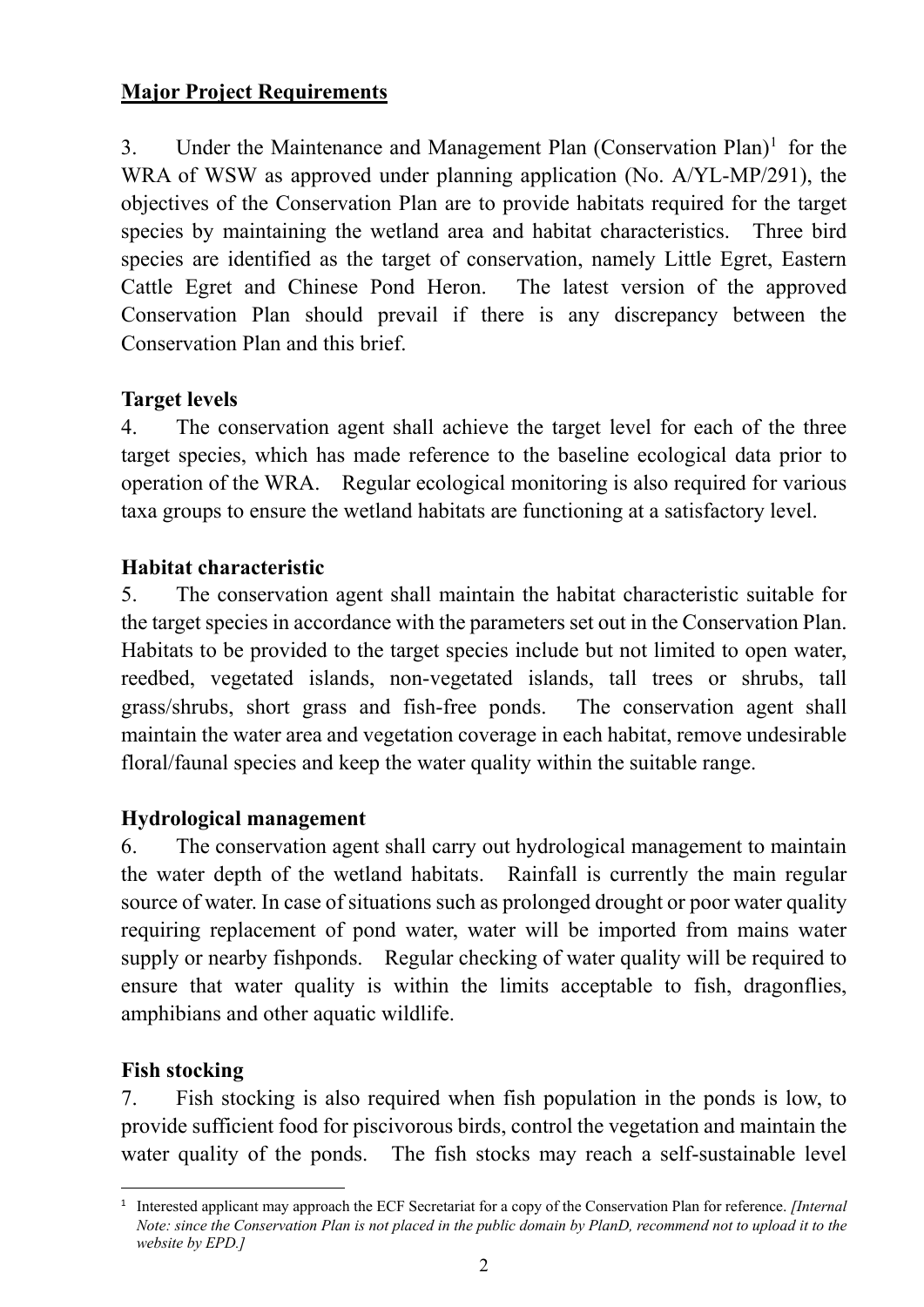**Major Project Requirements**

3. Under the Maintenance and Management Plan (Conservation Plan)[1] for the WRA of WSW as approved under planning application (No. A/YL-MP/291), the objectives of the Conservation Plan are to provide habitats required for the target species by maintaining the wetland area and habitat characteristics. Three bird species are identified as the target of conservation, namely Little Egret, Eastern Cattle Egret and Chinese Pond Heron. The latest version of the approved Conservation Plan should prevail if there is any discrepancy between the Conservation Plan and this brief.

**Target levels**

4. The conservation agent shall achieve the target level for each of the three target species, which has made reference to the baseline ecological data prior to operation of the WRA. Regular ecological monitoring is also required for various taxa groups to ensure the wetland habitats are functioning at a satisfactory level.

**Habitat characteristic**

5. The conservation agent shall maintain the habitat characteristic suitable for the target species in accordance with the parameters set out in the Conservation Plan. Habitats to be provided to the target species include but not limited to open water, reedbed, vegetated islands, non-vegetated islands, tall trees or shrubs, tall grass/shrubs, short grass and fish-free ponds. The conservation agent shall maintain the water area and vegetation coverage in each habitat, remove undesirable floral/faunal species and keep the water quality within the suitable range.

**Hydrological management**

6. The conservation agent shall carry out hydrological management to maintain the water depth of the wetland habitats. Rainfall is currently the main regular source of water. In case of situations such as prolonged drought or poor water quality requiring replacement of pond water, water will be imported from mains water supply or nearby fishponds. Regular checking of water quality will be required to ensure that water quality is within the limits acceptable to fish, dragonflies, amphibians and other aquatic wildlife.

**Fish stocking**

7. Fish stocking is also required when fish population in the ponds is low, to provide sufficient food for piscivorous birds, control the vegetation and maintain the water quality of the ponds. The fish stocks may reach a self-sustainable level

---

[1] Interested applicant may approach the ECF Secretariat for a copy of the Conservation Plan for reference. *[Internal Note: since the Conservation Plan is not placed in the public domain by PlanD, recommend not to upload it to the website by EPD.]*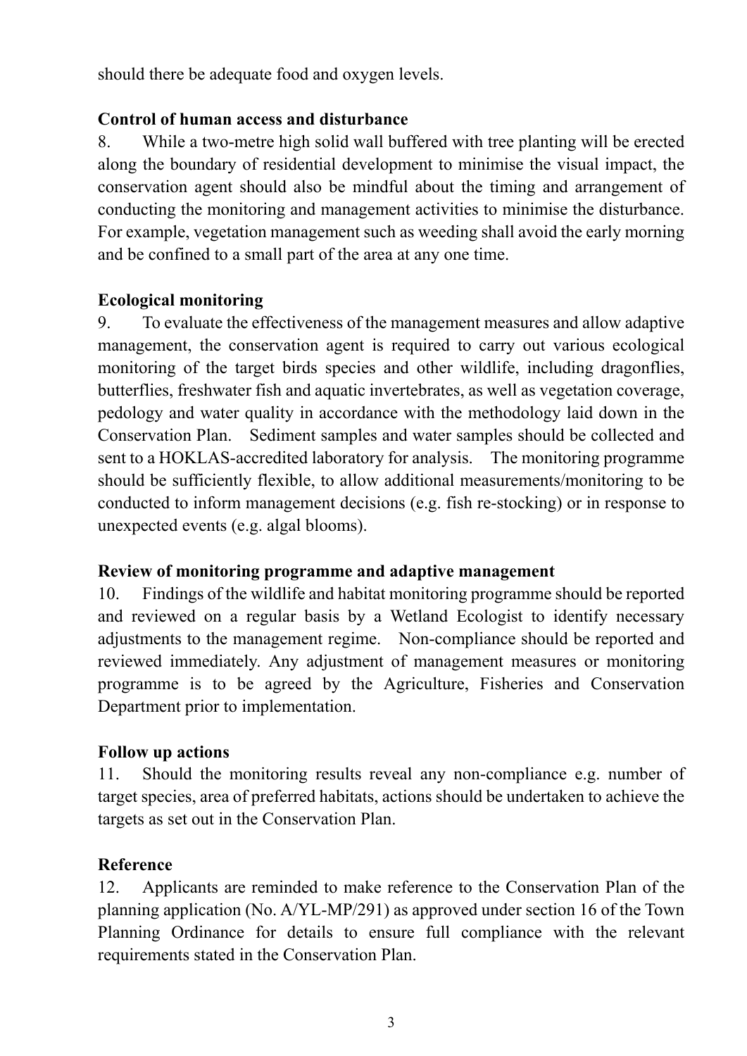should there be adequate food and oxygen levels.

**Control of human access and disturbance**

8. While a two-metre high solid wall buffered with tree planting will be erected along the boundary of residential development to minimise the visual impact, the conservation agent should also be mindful about the timing and arrangement of conducting the monitoring and management activities to minimise the disturbance. For example, vegetation management such as weeding shall avoid the early morning and be confined to a small part of the area at any one time.

**Ecological monitoring**

9. To evaluate the effectiveness of the management measures and allow adaptive management, the conservation agent is required to carry out various ecological monitoring of the target birds species and other wildlife, including dragonflies, butterflies, freshwater fish and aquatic invertebrates, as well as vegetation coverage, pedology and water quality in accordance with the methodology laid down in the Conservation Plan. Sediment samples and water samples should be collected and sent to a HOKLAS-accredited laboratory for analysis. The monitoring programme should be sufficiently flexible, to allow additional measurements/monitoring to be conducted to inform management decisions (e.g. fish re-stocking) or in response to unexpected events (e.g. algal blooms).

**Review of monitoring programme and adaptive management**

10. Findings of the wildlife and habitat monitoring programme should be reported and reviewed on a regular basis by a Wetland Ecologist to identify necessary adjustments to the management regime. Non-compliance should be reported and reviewed immediately. Any adjustment of management measures or monitoring programme is to be agreed by the Agriculture, Fisheries and Conservation Department prior to implementation.

**Follow up actions**

11. Should the monitoring results reveal any non-compliance e.g. number of target species, area of preferred habitats, actions should be undertaken to achieve the targets as set out in the Conservation Plan.

**Reference**

12. Applicants are reminded to make reference to the Conservation Plan of the planning application (No. A/YL-MP/291) as approved under section 16 of the Town Planning Ordinance for details to ensure full compliance with the relevant requirements stated in the Conservation Plan.